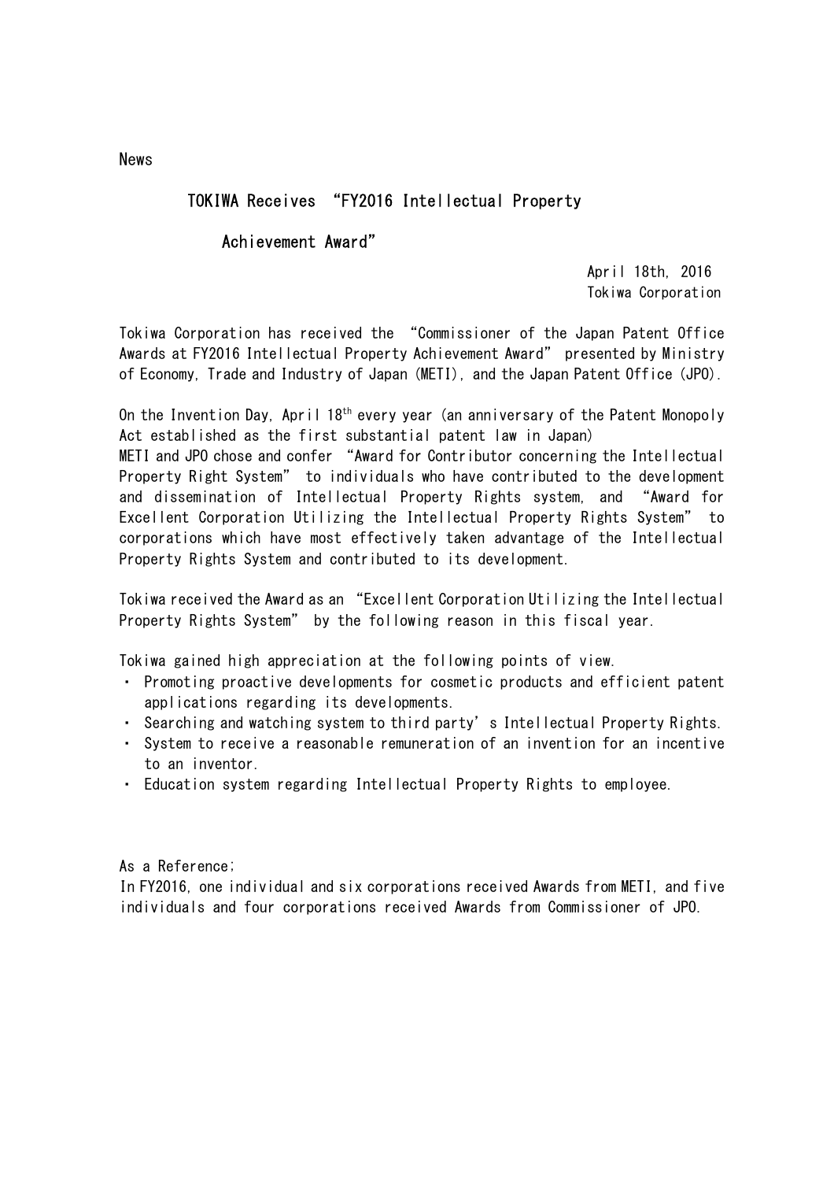News

# TOKIWA Receives "FY2016 Intellectual Property Achievement Award"

April 18th, 2016
Tokiwa Corporation

Tokiwa Corporation has received the "Commissioner of the Japan Patent Office Awards at FY2016 Intellectual Property Achievement Award" presented by Ministry of Economy, Trade and Industry of Japan (METI), and the Japan Patent Office (JPO).

On the Invention Day, April 18th every year (an anniversary of the Patent Monopoly Act established as the first substantial patent law in Japan)
METI and JPO chose and confer "Award for Contributor concerning the Intellectual Property Right System" to individuals who have contributed to the development and dissemination of Intellectual Property Rights system, and "Award for Excellent Corporation Utilizing the Intellectual Property Rights System" to corporations which have most effectively taken advantage of the Intellectual Property Rights System and contributed to its development.

Tokiwa received the Award as an "Excellent Corporation Utilizing the Intellectual Property Rights System" by the following reason in this fiscal year.

Tokiwa gained high appreciation at the following points of view.

- Promoting proactive developments for cosmetic products and efficient patent applications regarding its developments.
- Searching and watching system to third party's Intellectual Property Rights.
- System to receive a reasonable remuneration of an invention for an incentive to an inventor.
- Education system regarding Intellectual Property Rights to employee.

As a Reference;
In FY2016, one individual and six corporations received Awards from METI, and five individuals and four corporations received Awards from Commissioner of JPO.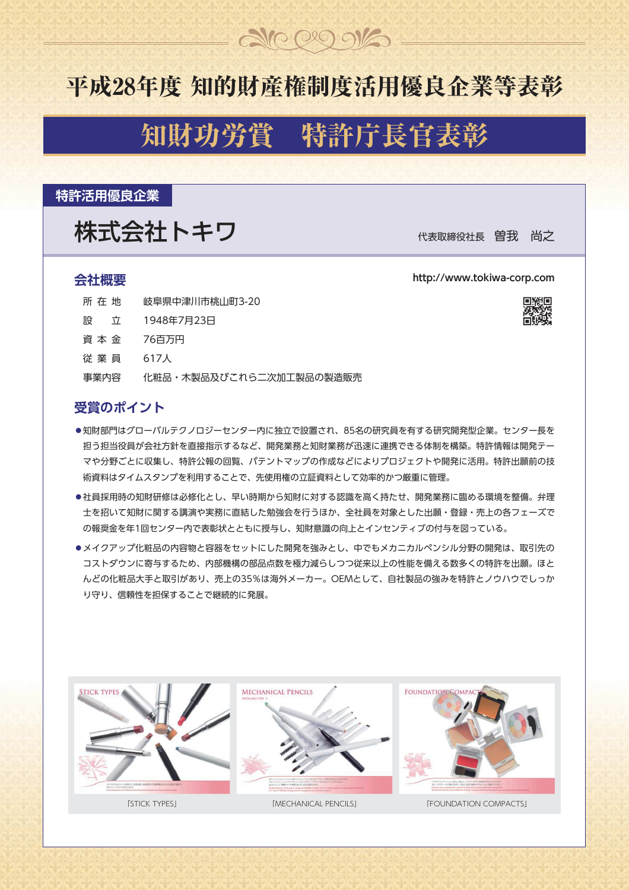# 平成28年度 知的財産権制度活用優良企業等表彰

## 知財功労賞　特許庁長官表彰

**特許活用優良企業**

## 株式会社トキワ

代表取締役社長　曽我　尚之

### 会社概要

http://www.tokiwa-corp.com

| | |
|---|---|
| 所 在 地 | 岐阜県中津川市桃山町3-20 |
| 設　　立 | 1948年7月23日 |
| 資 本 金 | 76百万円 |
| 従 業 員 | 617人 |
| 事業内容 | 化粧品・木製品及びこれら二次加工製品の製造販売 |

### 受賞のポイント

- 知財部門はグローバルテクノロジーセンター内に独立で設置され、85名の研究員を有する研究開発型企業。センター長を担う担当役員が会社方針を直接指示するなど、開発業務と知財業務が迅速に連携できる体制を構築。特許情報は開発テーマや分野ごとに収集し、特許公報の回覧、パテントマップの作成などによりプロジェクトや開発に活用。特許出願前の技術資料はタイムスタンプを利用することで、先使用権の立証資料として効率的かつ厳重に管理。
- 社員採用時の知財研修は必修化とし、早い時期から知財に対する認識を高く持たせ、開発業務に臨める環境を整備。弁理士を招いて知財に関する講演や実務に直結した勉強会を行うほか、全社員を対象とした出願・登録・売上の各フェーズでの報奨金を年1回センター内で表彰状とともに授与し、知財意識の向上とインセンティブの付与を図っている。
- メイクアップ化粧品の内容物と容器をセットにした開発を強みとし、中でもメカニカルペンシル分野の開発は、取引先のコストダウンに寄与するため、内部機構の部品点数を極力減らしつつ従来以上の性能を備える数多くの特許を出願。ほとんどの化粧品大手と取引があり、売上の35％は海外メーカー。OEMとして、自社製品の強みを特許とノウハウでしっかり守り、信頼性を担保することで継続的に発展。

「STICK TYPES」　「MECHANICAL PENCILS」　「FOUNDATION COMPACTS」